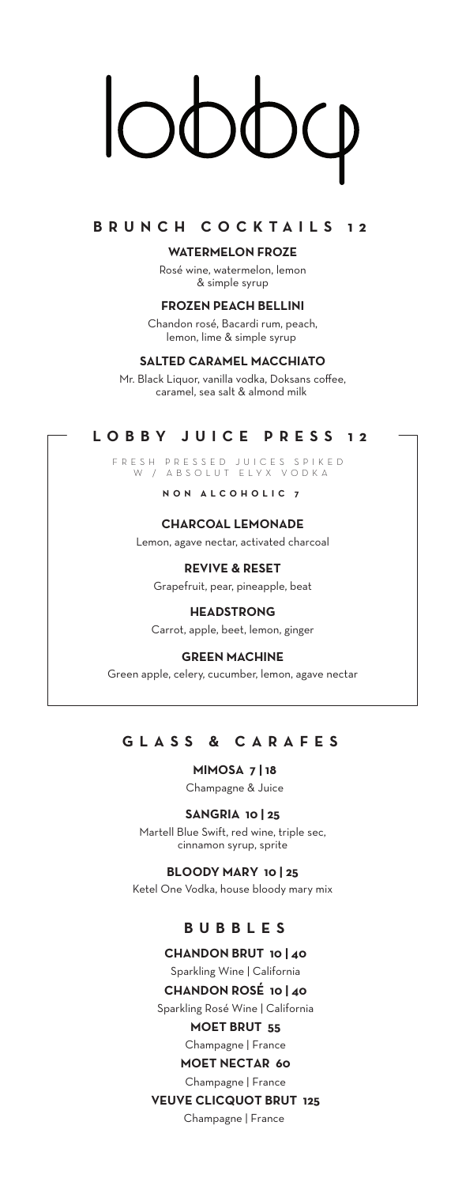# lobby

## BRUNCH COCKTAILS 12

### WATERMELON FROZE

Rosé wine, watermelon, lemon & simple syrup

### FROZEN PEACH BELLINI

Chandon rosé, Bacardi rum, peach, lemon, lime & simple syrup

### SALTED CARAMEL MACCHIATO

Mr. Black Liquor, vanilla vodka, Doksans coffee, caramel, sea salt & almond milk

## LOBBY JUICE PRESS 12

FRESH PRESSED JUICES SPIKED W / ABSOLUT ELYX VODKA

**NON ALCOHOLIC 7**

### CHARCOAL LEMONADE

Lemon, agave nectar, activated charcoal

### REVIVE & RESET

Grapefruit, pear, pineapple, beat

### HEADSTRONG

Carrot, apple, beet, lemon, ginger

### GREEN MACHINE

Green apple, celery, cucumber, lemon, agave nectar

## GLASS & CARAFES

### MIMOSA 7 | 18

Champagne & Juice

### SANGRIA 10 | 25

Martell Blue Swift, red wine, triple sec, cinnamon syrup, sprite

### BLOODY MARY 10 | 25

Ketel One Vodka, house bloody mary mix

## BUBBLES

### CHANDON BRUT 10 | 40

Sparkling Wine | California

### CHANDON ROSÉ 10 | 40

Sparkling Rosé Wine | California

### MOET BRUT 55

Champagne | France

### MOET NECTAR 60

Champagne | France

### VEUVE CLICQUOT BRUT 125

Champagne | France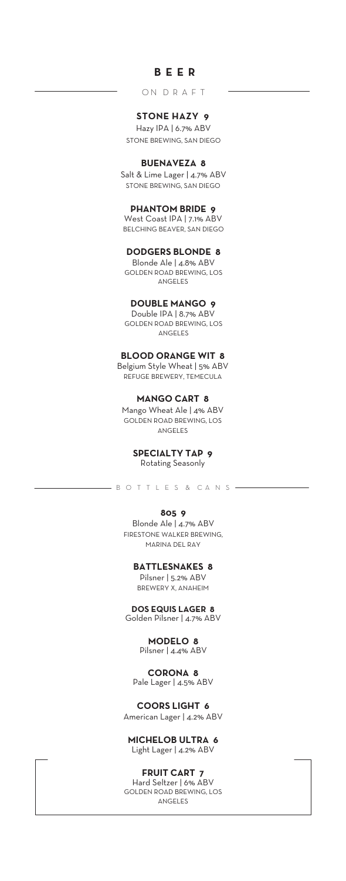# BEER

## ON DRAFT

**STONE HAZY 9**
Hazy IPA | 6.7% ABV
STONE BREWING, SAN DIEGO

**BUENAVEZA 8**
Salt & Lime Lager | 4.7% ABV
STONE BREWING, SAN DIEGO

**PHANTOM BRIDE 9**
West Coast IPA | 7.1% ABV
BELCHING BEAVER, SAN DIEGO

**DODGERS BLONDE 8**
Blonde Ale | 4.8% ABV
GOLDEN ROAD BREWING, LOS ANGELES

**DOUBLE MANGO 9**
Double IPA | 8.7% ABV
GOLDEN ROAD BREWING, LOS ANGELES

**BLOOD ORANGE WIT 8**
Belgium Style Wheat | 5% ABV
REFUGE BREWERY, TEMECULA

**MANGO CART 8**
Mango Wheat Ale | 4% ABV
GOLDEN ROAD BREWING, LOS ANGELES

**SPECIALTY TAP 9**
Rotating Seasonly

## BOTTLES & CANS

**805 9**
Blonde Ale | 4.7% ABV
FIRESTONE WALKER BREWING, MARINA DEL RAY

**BATTLESNAKES 8**
Pilsner | 5.2% ABV
BREWERY X, ANAHEIM

**DOS EQUIS LAGER 8**
Golden Pilsner | 4.7% ABV

**MODELO 8**
Pilsner | 4.4% ABV

**CORONA 8**
Pale Lager | 4.5% ABV

**COORS LIGHT 6**
American Lager | 4.2% ABV

**MICHELOB ULTRA 6**
Light Lager | 4.2% ABV

**FRUIT CART 7**
Hard Seltzer | 6% ABV
GOLDEN ROAD BREWING, LOS ANGELES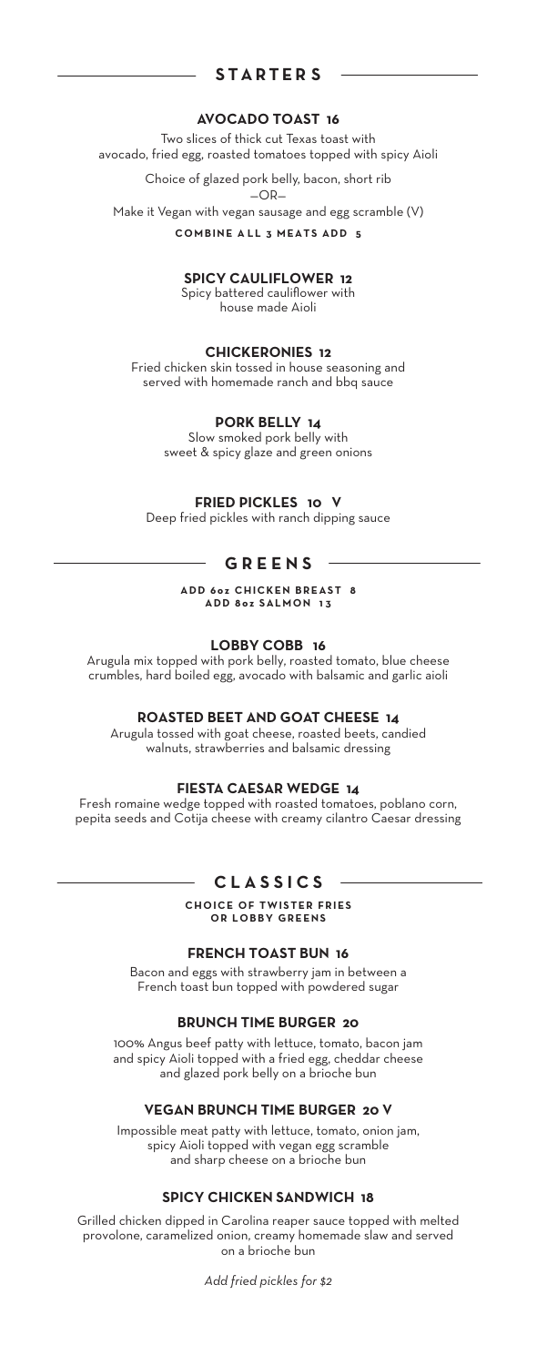## STARTERS

### AVOCADO TOAST 16

Two slices of thick cut Texas toast with avocado, fried egg, roasted tomatoes topped with spicy Aioli

Choice of glazed pork belly, bacon, short rib

—OR—

Make it Vegan with vegan sausage and egg scramble (V)

**COMBINE ALL 3 MEATS ADD 5**

### SPICY CAULIFLOWER 12

Spicy battered cauliflower with house made Aioli

### CHICKERONIES 12

Fried chicken skin tossed in house seasoning and served with homemade ranch and bbq sauce

### PORK BELLY 14

Slow smoked pork belly with sweet & spicy glaze and green onions

### FRIED PICKLES 10 V

Deep fried pickles with ranch dipping sauce

## GREENS

**ADD 6oz CHICKEN BREAST 8**
**ADD 8oz SALMON 13**

### LOBBY COBB 16

Arugula mix topped with pork belly, roasted tomato, blue cheese crumbles, hard boiled egg, avocado with balsamic and garlic aioli

### ROASTED BEET AND GOAT CHEESE 14

Arugula tossed with goat cheese, roasted beets, candied walnuts, strawberries and balsamic dressing

### FIESTA CAESAR WEDGE 14

Fresh romaine wedge topped with roasted tomatoes, poblano corn, pepita seeds and Cotija cheese with creamy cilantro Caesar dressing

## CLASSICS

**CHOICE OF TWISTER FRIES OR LOBBY GREENS**

### FRENCH TOAST BUN 16

Bacon and eggs with strawberry jam in between a French toast bun topped with powdered sugar

### BRUNCH TIME BURGER 20

100% Angus beef patty with lettuce, tomato, bacon jam and spicy Aioli topped with a fried egg, cheddar cheese and glazed pork belly on a brioche bun

### VEGAN BRUNCH TIME BURGER 20 V

Impossible meat patty with lettuce, tomato, onion jam, spicy Aioli topped with vegan egg scramble and sharp cheese on a brioche bun

### SPICY CHICKEN SANDWICH 18

Grilled chicken dipped in Carolina reaper sauce topped with melted provolone, caramelized onion, creamy homemade slaw and served on a brioche bun

*Add fried pickles for $2*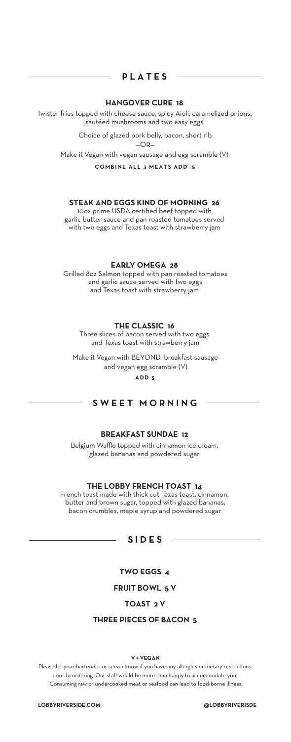## PLATES

### HANGOVER CURE 18

Twister fries topped with cheese sauce, spicy Aioli, caramelized onions, sautéed mushrooms and two easy eggs

Choice of glazed pork belly, bacon, short rib

—OR—

Make it Vegan with vegan sausage and egg scramble (V)

**COMBINE ALL 3 MEATS ADD 5**

### STEAK AND EGGS KIND OF MORNING 26

10oz prime USDA certified beef topped with garlic butter sauce and pan roasted tomatoes served with two eggs and Texas toast with strawberry jam

### EARLY OMEGA 28

Grilled 8oz Salmon topped with pan roasted tomatoes and garlic sauce served with two eggs and Texas toast with strawberry jam

### THE CLASSIC 16

Three slices of bacon served with two eggs and Texas toast with strawberry jam

Make it Vegan with BEYOND breakfast sausage and vegan egg scramble (V)

**ADD 5**

## SWEET MORNING

### BREAKFAST SUNDAE 12

Belgium Waffle topped with cinnamon ice cream, glazed bananas and powdered sugar

### THE LOBBY FRENCH TOAST 14

French toast made with thick cut Texas toast, cinnamon, butter and brown sugar, topped with glazed bananas, bacon crumbles, maple syrup and powdered sugar

## SIDES

**TWO EGGS 4**

**FRUIT BOWL 5 V**

**TOAST 2 V**

**THREE PIECES OF BACON 5**

**V = VEGAN**

Please let your bartender or server know if you have any allergies or dietary restrictions prior to ordering. Our staff would be more than happy to accommodate you. Consuming raw or undercooked meat or seafood can lead to food-borne illness.

**LOBBYRIVERSIDE.COM** **@LOBBYRIVERISDE**